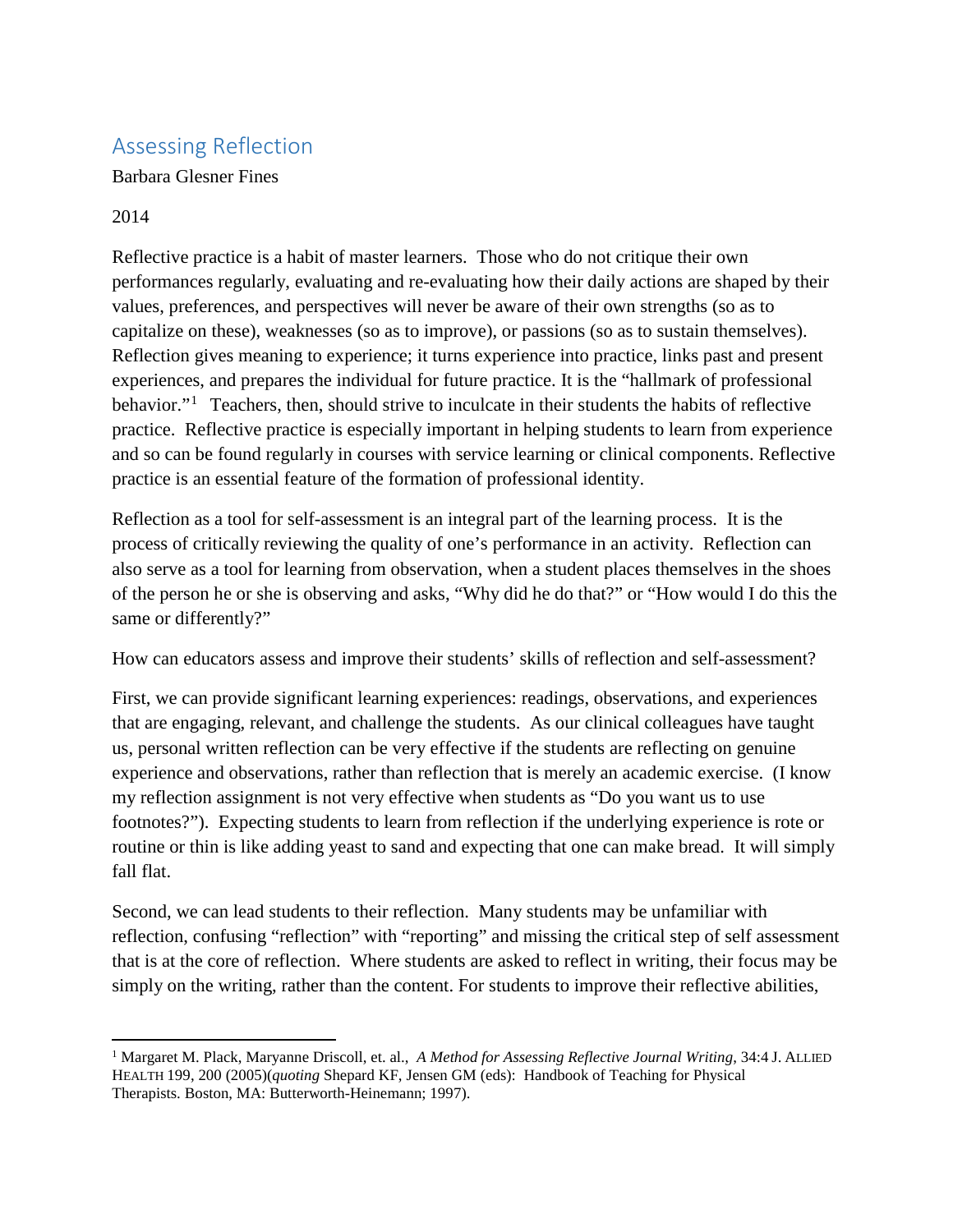# Assessing Reflection

Barbara Glesner Fines

2014

Reflective practice is a habit of master learners. Those who do not critique their own performances regularly, evaluating and re-evaluating how their daily actions are shaped by their values, preferences, and perspectives will never be aware of their own strengths (so as to capitalize on these), weaknesses (so as to improve), or passions (so as to sustain themselves). Reflection gives meaning to experience; it turns experience into practice, links past and present experiences, and prepares the individual for future practice. It is the "hallmark of professional behavior."[1] Teachers, then, should strive to inculcate in their students the habits of reflective practice. Reflective practice is especially important in helping students to learn from experience and so can be found regularly in courses with service learning or clinical components. Reflective practice is an essential feature of the formation of professional identity.

Reflection as a tool for self-assessment is an integral part of the learning process. It is the process of critically reviewing the quality of one's performance in an activity. Reflection can also serve as a tool for learning from observation, when a student places themselves in the shoes of the person he or she is observing and asks, "Why did he do that?" or "How would I do this the same or differently?"

How can educators assess and improve their students' skills of reflection and self-assessment?

First, we can provide significant learning experiences: readings, observations, and experiences that are engaging, relevant, and challenge the students. As our clinical colleagues have taught us, personal written reflection can be very effective if the students are reflecting on genuine experience and observations, rather than reflection that is merely an academic exercise. (I know my reflection assignment is not very effective when students as "Do you want us to use footnotes?"). Expecting students to learn from reflection if the underlying experience is rote or routine or thin is like adding yeast to sand and expecting that one can make bread. It will simply fall flat.

Second, we can lead students to their reflection. Many students may be unfamiliar with reflection, confusing "reflection" with "reporting" and missing the critical step of self assessment that is at the core of reflection. Where students are asked to reflect in writing, their focus may be simply on the writing, rather than the content. For students to improve their reflective abilities,

---

[1] Margaret M. Plack, Maryanne Driscoll, et. al., *A Method for Assessing Reflective Journal Writing*, 34:4 J. ALLIED HEALTH 199, 200 (2005)(*quoting* Shepard KF, Jensen GM (eds): Handbook of Teaching for Physical Therapists. Boston, MA: Butterworth-Heinemann; 1997).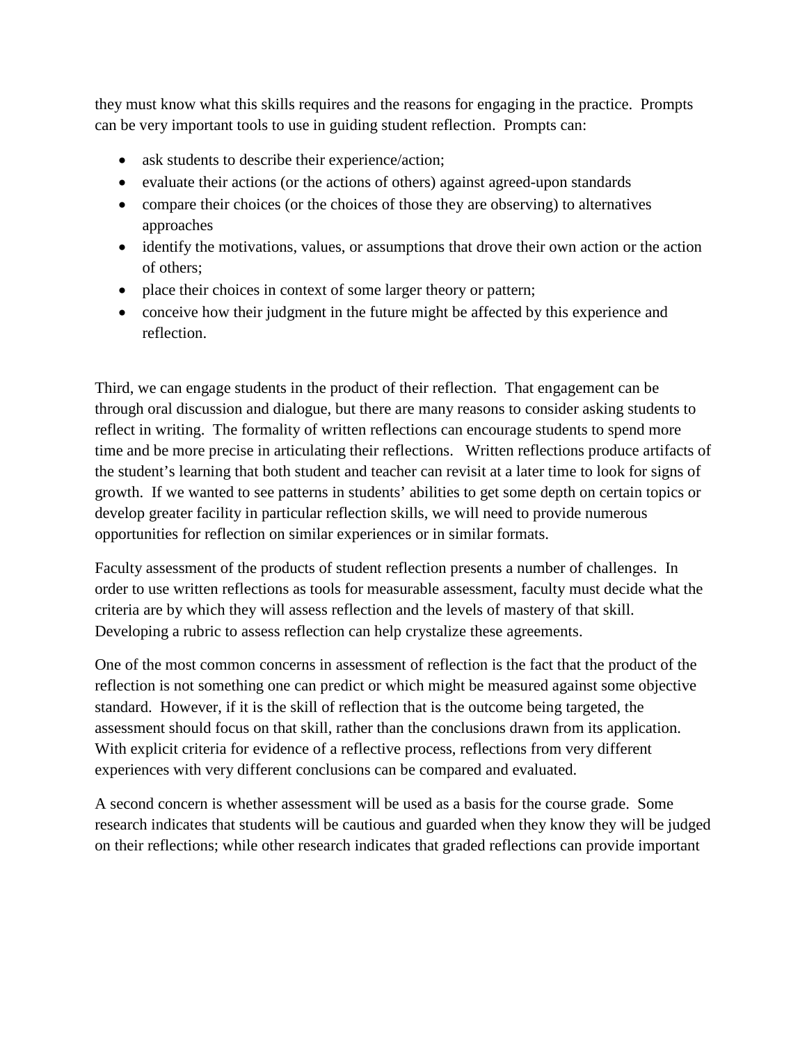they must know what this skills requires and the reasons for engaging in the practice.  Prompts can be very important tools to use in guiding student reflection.  Prompts can:

- ask students to describe their experience/action;
- evaluate their actions (or the actions of others) against agreed-upon standards
- compare their choices (or the choices of those they are observing) to alternatives approaches
- identify the motivations, values, or assumptions that drove their own action or the action of others;
- place their choices in context of some larger theory or pattern;
- conceive how their judgment in the future might be affected by this experience and reflection.

Third, we can engage students in the product of their reflection.  That engagement can be through oral discussion and dialogue, but there are many reasons to consider asking students to reflect in writing.  The formality of written reflections can encourage students to spend more time and be more precise in articulating their reflections.   Written reflections produce artifacts of the student's learning that both student and teacher can revisit at a later time to look for signs of growth.  If we wanted to see patterns in students' abilities to get some depth on certain topics or develop greater facility in particular reflection skills, we will need to provide numerous opportunities for reflection on similar experiences or in similar formats.

Faculty assessment of the products of student reflection presents a number of challenges.  In order to use written reflections as tools for measurable assessment, faculty must decide what the criteria are by which they will assess reflection and the levels of mastery of that skill.  Developing a rubric to assess reflection can help crystalize these agreements.

One of the most common concerns in assessment of reflection is the fact that the product of the reflection is not something one can predict or which might be measured against some objective standard.  However, if it is the skill of reflection that is the outcome being targeted, the assessment should focus on that skill, rather than the conclusions drawn from its application.  With explicit criteria for evidence of a reflective process, reflections from very different experiences with very different conclusions can be compared and evaluated.

A second concern is whether assessment will be used as a basis for the course grade.  Some research indicates that students will be cautious and guarded when they know they will be judged on their reflections; while other research indicates that graded reflections can provide important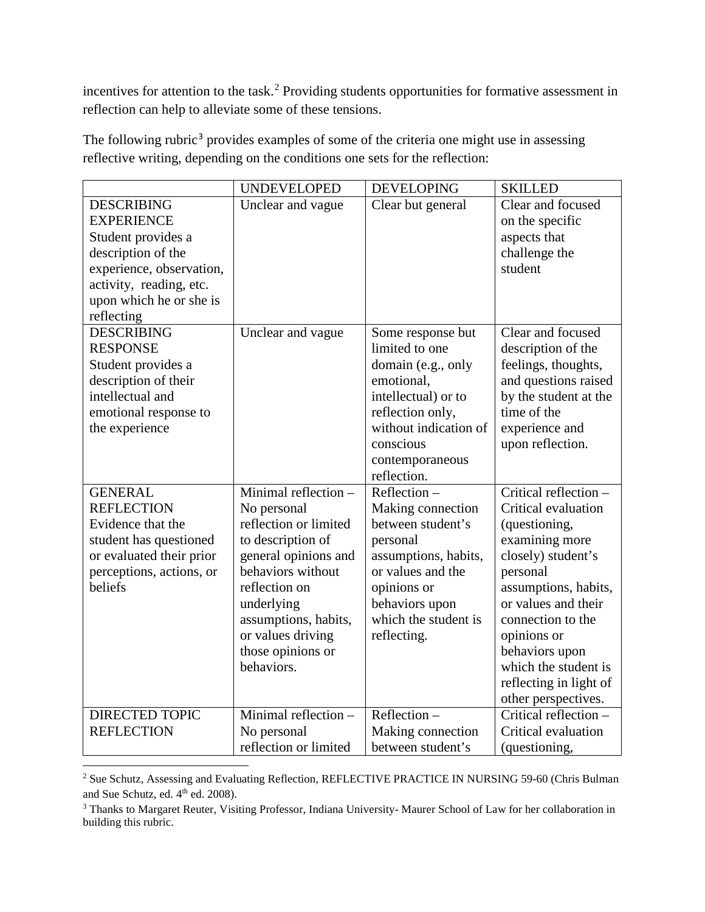incentives for attention to the task.[2] Providing students opportunities for formative assessment in reflection can help to alleviate some of these tensions.

The following rubric[3] provides examples of some of the criteria one might use in assessing reflective writing, depending on the conditions one sets for the reflection:

| | UNDEVELOPED | DEVELOPING | SKILLED |
|---|---|---|---|
| DESCRIBING EXPERIENCE Student provides a description of the experience, observation, activity, reading, etc. upon which he or she is reflecting | Unclear and vague | Clear but general | Clear and focused on the specific aspects that challenge the student |
| DESCRIBING RESPONSE Student provides a description of their intellectual and emotional response to the experience | Unclear and vague | Some response but limited to one domain (e.g., only emotional, intellectual) or to reflection only, without indication of conscious contemporaneous reflection. | Clear and focused description of the feelings, thoughts, and questions raised by the student at the time of the experience and upon reflection. |
| GENERAL REFLECTION Evidence that the student has questioned or evaluated their prior perceptions, actions, or beliefs | Minimal reflection – No personal reflection or limited to description of general opinions and behaviors without reflection on underlying assumptions, habits, or values driving those opinions or behaviors. | Reflection – Making connection between student's personal assumptions, habits, or values and the opinions or behaviors upon which the student is reflecting. | Critical reflection – Critical evaluation (questioning, examining more closely) student's personal assumptions, habits, or values and their connection to the opinions or behaviors upon which the student is reflecting in light of other perspectives. |
| DIRECTED TOPIC REFLECTION | Minimal reflection – No personal reflection or limited | Reflection – Making connection between student's | Critical reflection – Critical evaluation (questioning, |

[2] Sue Schutz, Assessing and Evaluating Reflection, REFLECTIVE PRACTICE IN NURSING 59-60 (Chris Bulman and Sue Schutz, ed. 4th ed. 2008).

[3] Thanks to Margaret Reuter, Visiting Professor, Indiana University- Maurer School of Law for her collaboration in building this rubric.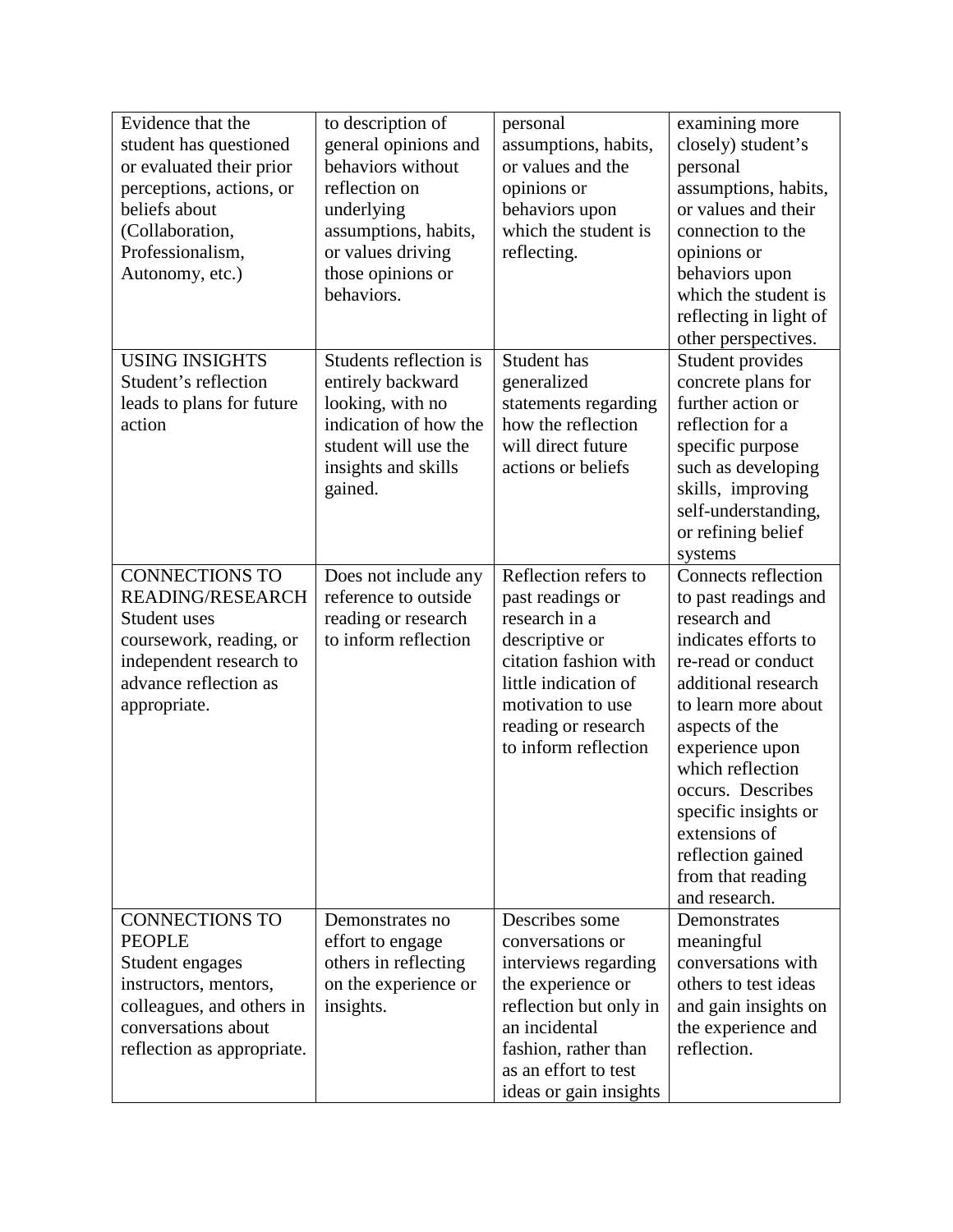| Evidence that the student has questioned or evaluated their prior perceptions, actions, or beliefs about (Collaboration, Professionalism, Autonomy, etc.) | to description of general opinions and behaviors without reflection on underlying assumptions, habits, or values driving those opinions or behaviors. | personal assumptions, habits, or values and the opinions or behaviors upon which the student is reflecting. | examining more closely) student's personal assumptions, habits, or values and their connection to the opinions or behaviors upon which the student is reflecting in light of other perspectives. |
|---|---|---|---|
| USING INSIGHTS<br>Student's reflection leads to plans for future action | Students reflection is entirely backward looking, with no indication of how the student will use the insights and skills gained. | Student has generalized statements regarding how the reflection will direct future actions or beliefs | Student provides concrete plans for further action or reflection for a specific purpose such as developing skills, improving self-understanding, or refining belief systems |
| CONNECTIONS TO READING/RESEARCH<br>Student uses coursework, reading, or independent research to advance reflection as appropriate. | Does not include any reference to outside reading or research to inform reflection | Reflection refers to past readings or research in a descriptive or citation fashion with little indication of motivation to use reading or research to inform reflection | Connects reflection to past readings and research and indicates efforts to re-read or conduct additional research to learn more about aspects of the experience upon which reflection occurs. Describes specific insights or extensions of reflection gained from that reading and research. |
| CONNECTIONS TO PEOPLE<br>Student engages instructors, mentors, colleagues, and others in conversations about reflection as appropriate. | Demonstrates no effort to engage others in reflecting on the experience or insights. | Describes some conversations or interviews regarding the experience or reflection but only in an incidental fashion, rather than as an effort to test ideas or gain insights | Demonstrates meaningful conversations with others to test ideas and gain insights on the experience and reflection. |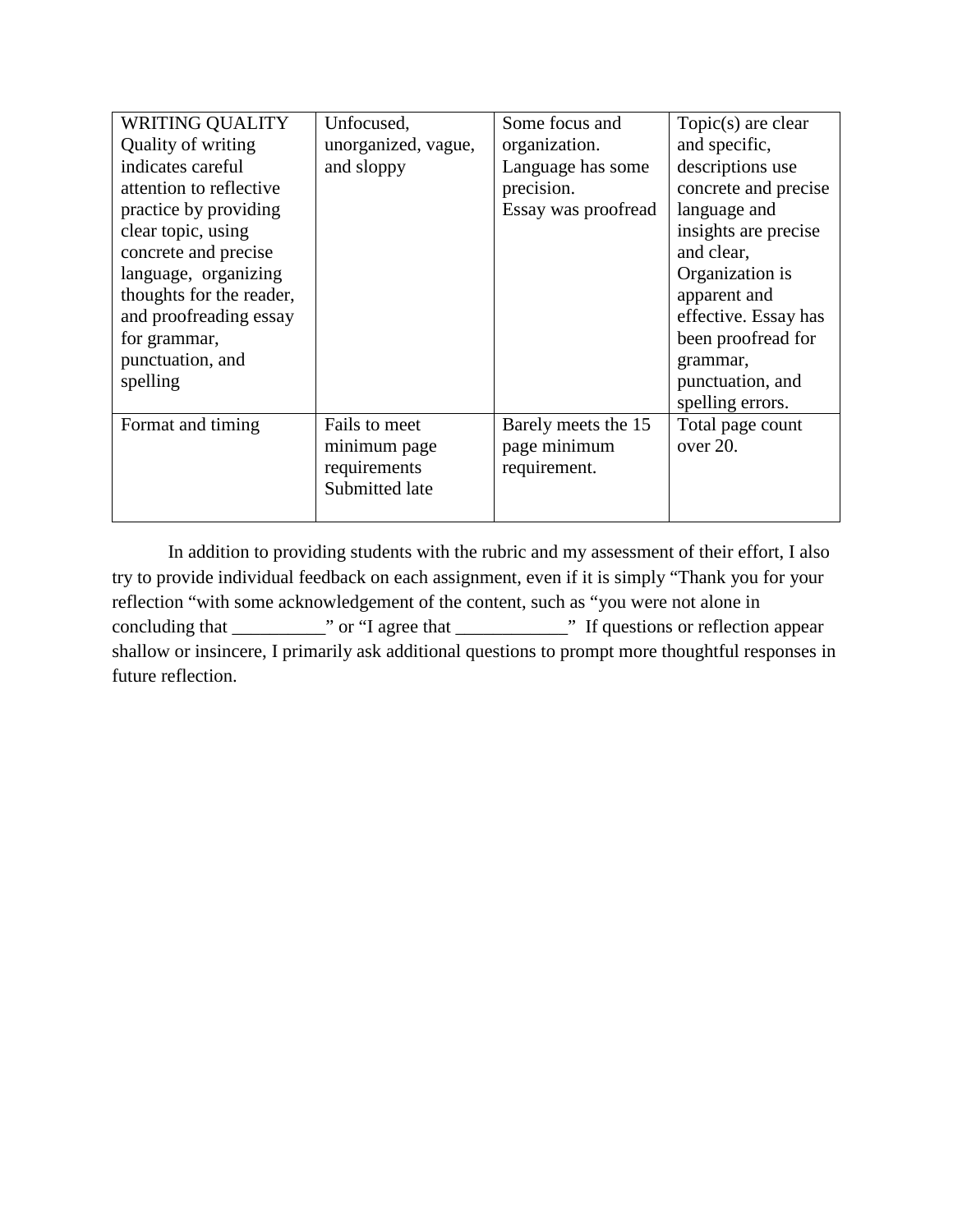| | | | |
|---|---|---|---|
| WRITING QUALITY Quality of writing indicates careful attention to reflective practice by providing clear topic, using concrete and precise language, organizing thoughts for the reader, and proofreading essay for grammar, punctuation, and spelling | Unfocused, unorganized, vague, and sloppy | Some focus and organization. Language has some precision. Essay was proofread | Topic(s) are clear and specific, descriptions use concrete and precise language and insights are precise and clear, Organization is apparent and effective. Essay has been proofread for grammar, punctuation, and spelling errors. |
| Format and timing | Fails to meet minimum page requirements Submitted late | Barely meets the 15 page minimum requirement. | Total page count over 20. |

In addition to providing students with the rubric and my assessment of their effort, I also try to provide individual feedback on each assignment, even if it is simply "Thank you for your reflection "with some acknowledgement of the content, such as "you were not alone in concluding that __________" or "I agree that ____________" If questions or reflection appear shallow or insincere, I primarily ask additional questions to prompt more thoughtful responses in future reflection.